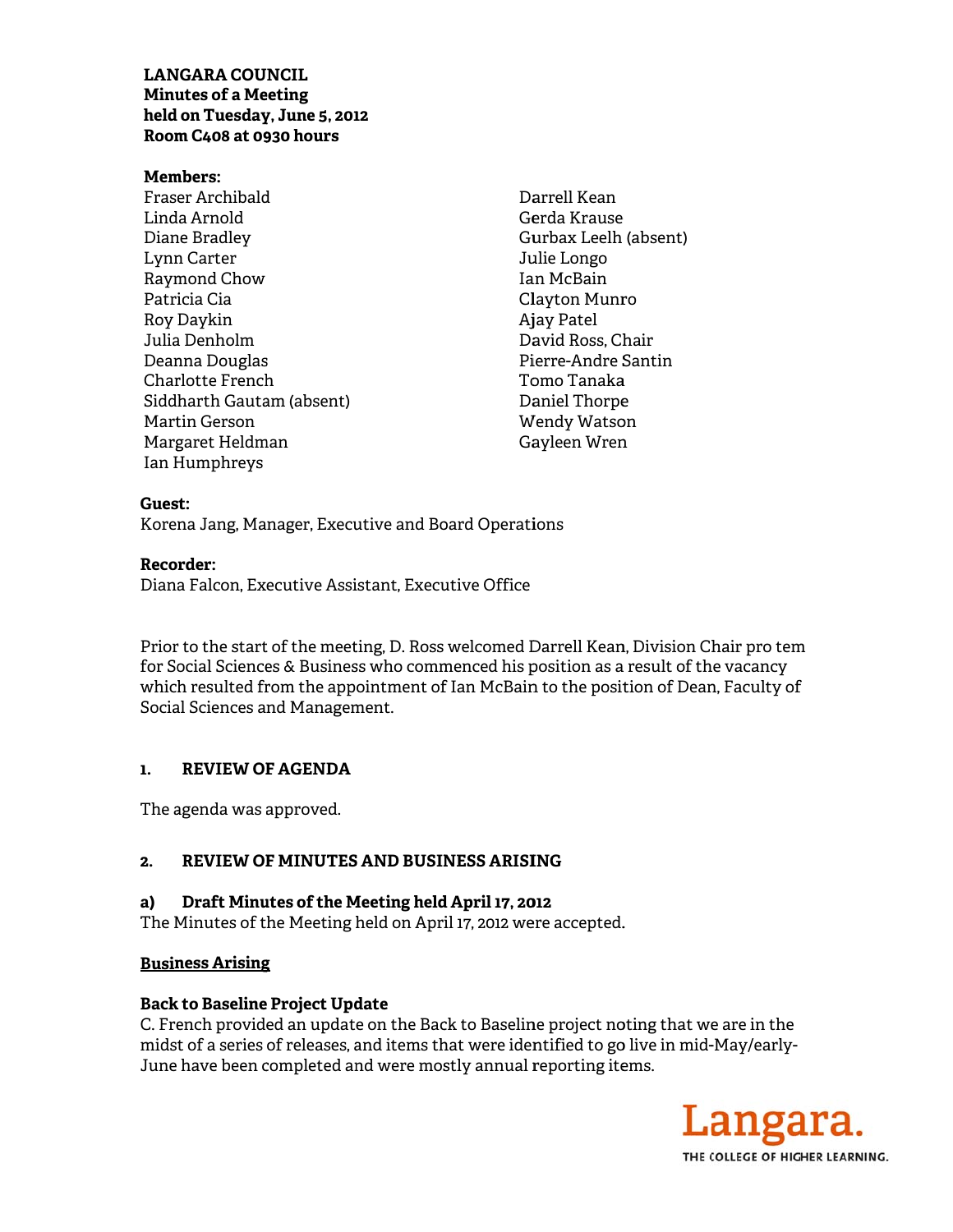**LANGARA COUNCIL**
**Minutes of a Meeting**
**held on Tuesday, June 5, 2012**
**Room C408 at 0930 hours**

**Members:**

Fraser Archibald
Linda Arnold
Diane Bradley
Lynn Carter
Raymond Chow
Patricia Cia
Roy Daykin
Julia Denholm
Deanna Douglas
Charlotte French
Siddharth Gautam (absent)
Martin Gerson
Margaret Heldman
Ian Humphreys
Darrell Kean
Gerda Krause
Gurbax Leelh (absent)
Julie Longo
Ian McBain
Clayton Munro
Ajay Patel
David Ross, Chair
Pierre-Andre Santin
Tomo Tanaka
Daniel Thorpe
Wendy Watson
Gayleen Wren

**Guest:**
Korena Jang, Manager, Executive and Board Operations

**Recorder:**
Diana Falcon, Executive Assistant, Executive Office

Prior to the start of the meeting, D. Ross welcomed Darrell Kean, Division Chair pro tem for Social Sciences & Business who commenced his position as a result of the vacancy which resulted from the appointment of Ian McBain to the position of Dean, Faculty of Social Sciences and Management.

## 1. REVIEW OF AGENDA

The agenda was approved.

## 2. REVIEW OF MINUTES AND BUSINESS ARISING

### a) Draft Minutes of the Meeting held April 17, 2012

The Minutes of the Meeting held on April 17, 2012 were accepted.

**Business Arising**

**Back to Baseline Project Update**

C. French provided an update on the Back to Baseline project noting that we are in the midst of a series of releases, and items that were identified to go live in mid-May/early-June have been completed and were mostly annual reporting items.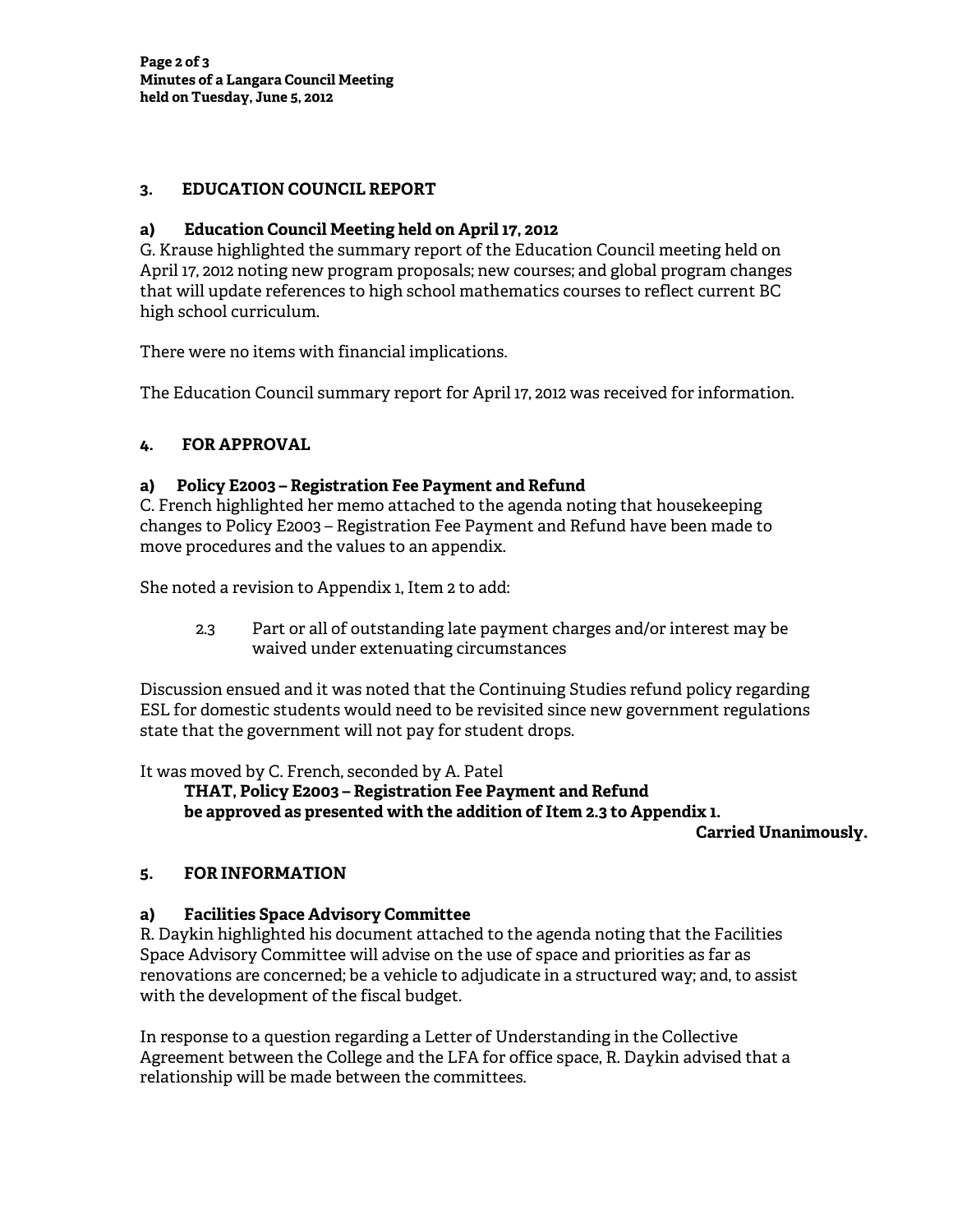## 3. EDUCATION COUNCIL REPORT

### a) Education Council Meeting held on April 17, 2012

G. Krause highlighted the summary report of the Education Council meeting held on April 17, 2012 noting new program proposals; new courses; and global program changes that will update references to high school mathematics courses to reflect current BC high school curriculum.

There were no items with financial implications.

The Education Council summary report for April 17, 2012 was received for information.

## 4. FOR APPROVAL

### a) Policy E2003 – Registration Fee Payment and Refund

C. French highlighted her memo attached to the agenda noting that housekeeping changes to Policy E2003 – Registration Fee Payment and Refund have been made to move procedures and the values to an appendix.

She noted a revision to Appendix 1, Item 2 to add:

> 2.3 Part or all of outstanding late payment charges and/or interest may be waived under extenuating circumstances

Discussion ensued and it was noted that the Continuing Studies refund policy regarding ESL for domestic students would need to be revisited since new government regulations state that the government will not pay for student drops.

It was moved by C. French, seconded by A. Patel

> **THAT, Policy E2003 – Registration Fee Payment and Refund be approved as presented with the addition of Item 2.3 to Appendix 1.**

**Carried Unanimously.**

## 5. FOR INFORMATION

### a) Facilities Space Advisory Committee

R. Daykin highlighted his document attached to the agenda noting that the Facilities Space Advisory Committee will advise on the use of space and priorities as far as renovations are concerned; be a vehicle to adjudicate in a structured way; and, to assist with the development of the fiscal budget.

In response to a question regarding a Letter of Understanding in the Collective Agreement between the College and the LFA for office space, R. Daykin advised that a relationship will be made between the committees.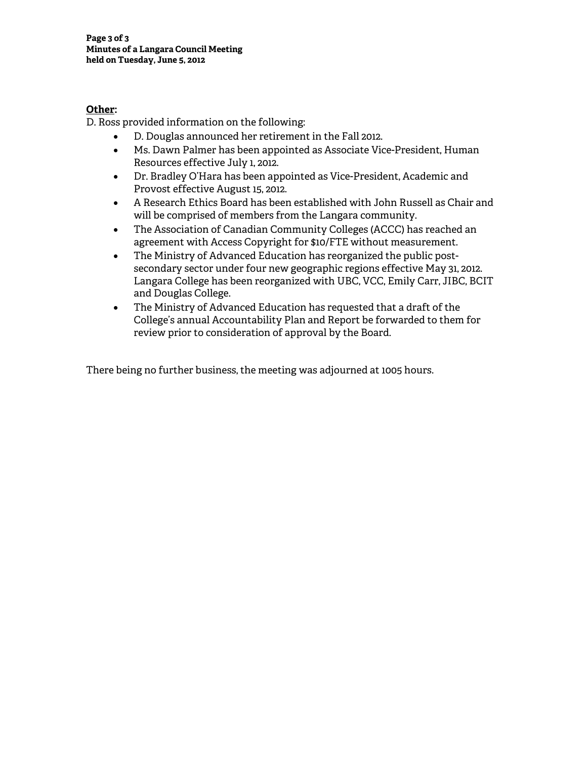**Other:**

D. Ross provided information on the following:

- D. Douglas announced her retirement in the Fall 2012.
- Ms. Dawn Palmer has been appointed as Associate Vice-President, Human Resources effective July 1, 2012.
- Dr. Bradley O'Hara has been appointed as Vice-President, Academic and Provost effective August 15, 2012.
- A Research Ethics Board has been established with John Russell as Chair and will be comprised of members from the Langara community.
- The Association of Canadian Community Colleges (ACCC) has reached an agreement with Access Copyright for $10/FTE without measurement.
- The Ministry of Advanced Education has reorganized the public post-secondary sector under four new geographic regions effective May 31, 2012. Langara College has been reorganized with UBC, VCC, Emily Carr, JIBC, BCIT and Douglas College.
- The Ministry of Advanced Education has requested that a draft of the College's annual Accountability Plan and Report be forwarded to them for review prior to consideration of approval by the Board.

There being no further business, the meeting was adjourned at 1005 hours.